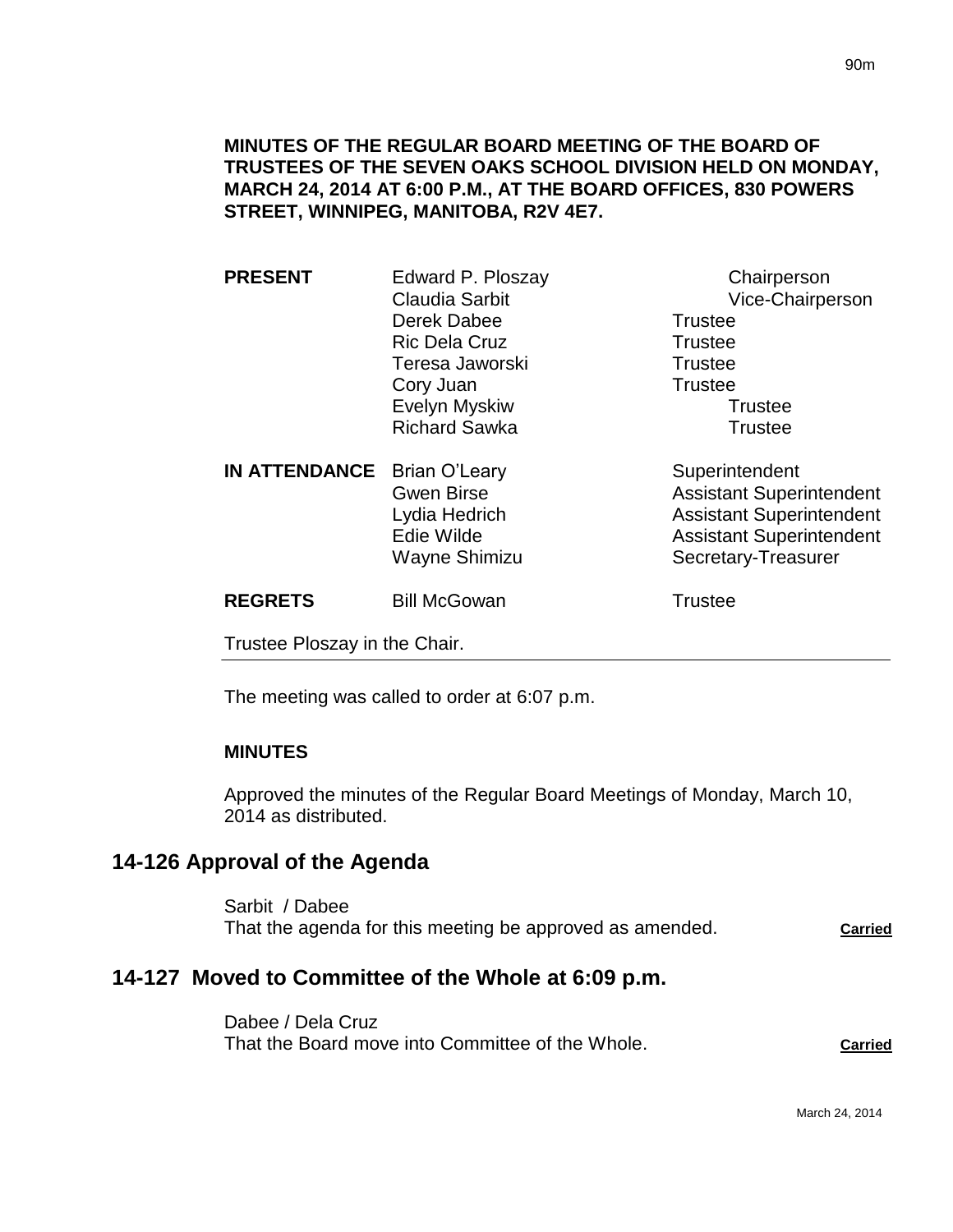**MINUTES OF THE REGULAR BOARD MEETING OF THE BOARD OF TRUSTEES OF THE SEVEN OAKS SCHOOL DIVISION HELD ON MONDAY, MARCH 24, 2014 AT 6:00 P.M., AT THE BOARD OFFICES, 830 POWERS STREET, WINNIPEG, MANITOBA, R2V 4E7.**

| | | |
|---|---|---|
| **PRESENT** | Edward P. Ploszay | Chairperson |
| | Claudia Sarbit | Vice-Chairperson |
| | Derek Dabee | Trustee |
| | Ric Dela Cruz | Trustee |
| | Teresa Jaworski | Trustee |
| | Cory Juan | Trustee |
| | Evelyn Myskiw | Trustee |
| | Richard Sawka | Trustee |
| **IN ATTENDANCE** | Brian O'Leary | Superintendent |
| | Gwen Birse | Assistant Superintendent |
| | Lydia Hedrich | Assistant Superintendent |
| | Edie Wilde | Assistant Superintendent |
| | Wayne Shimizu | Secretary-Treasurer |
| **REGRETS** | Bill McGowan | Trustee |

Trustee Ploszay in the Chair.

The meeting was called to order at 6:07 p.m.

**MINUTES**

Approved the minutes of the Regular Board Meetings of Monday, March 10, 2014 as distributed.

## 14-126 Approval of the Agenda

Sarbit / Dabee
That the agenda for this meeting be approved as amended. **Carried**

## 14-127 Moved to Committee of the Whole at 6:09 p.m.

Dabee / Dela Cruz
That the Board move into Committee of the Whole. **Carried**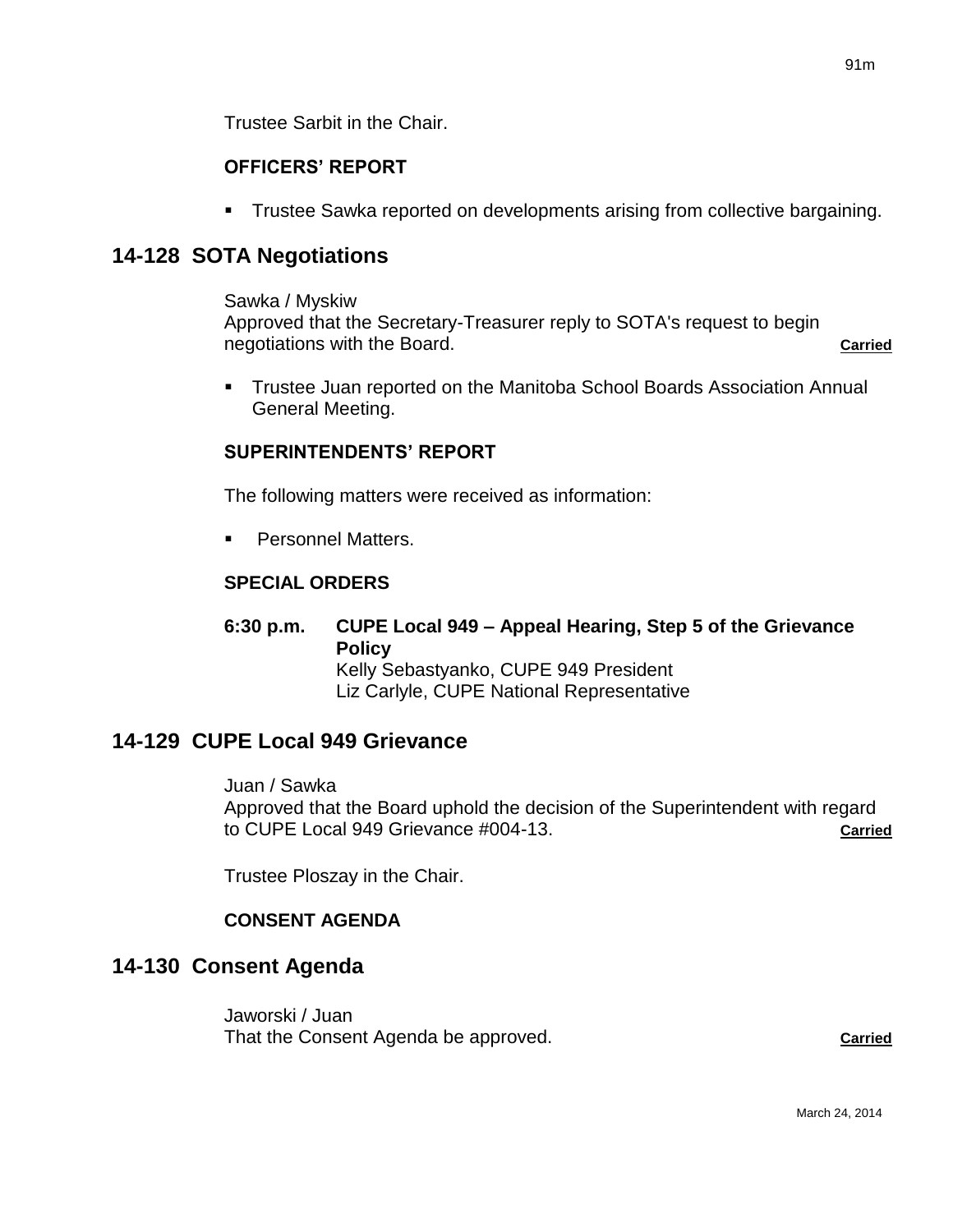Trustee Sarbit in the Chair.

**OFFICERS' REPORT**

- Trustee Sawka reported on developments arising from collective bargaining.

## 14-128 SOTA Negotiations

Sawka / Myskiw
Approved that the Secretary-Treasurer reply to SOTA's request to begin negotiations with the Board. **Carried**

- Trustee Juan reported on the Manitoba School Boards Association Annual General Meeting.

**SUPERINTENDENTS' REPORT**

The following matters were received as information:

- Personnel Matters.

**SPECIAL ORDERS**

**6:30 p.m. CUPE Local 949 – Appeal Hearing, Step 5 of the Grievance Policy**
Kelly Sebastyanko, CUPE 949 President
Liz Carlyle, CUPE National Representative

## 14-129 CUPE Local 949 Grievance

Juan / Sawka
Approved that the Board uphold the decision of the Superintendent with regard to CUPE Local 949 Grievance #004-13. **Carried**

Trustee Ploszay in the Chair.

**CONSENT AGENDA**

## 14-130 Consent Agenda

Jaworski / Juan
That the Consent Agenda be approved. **Carried**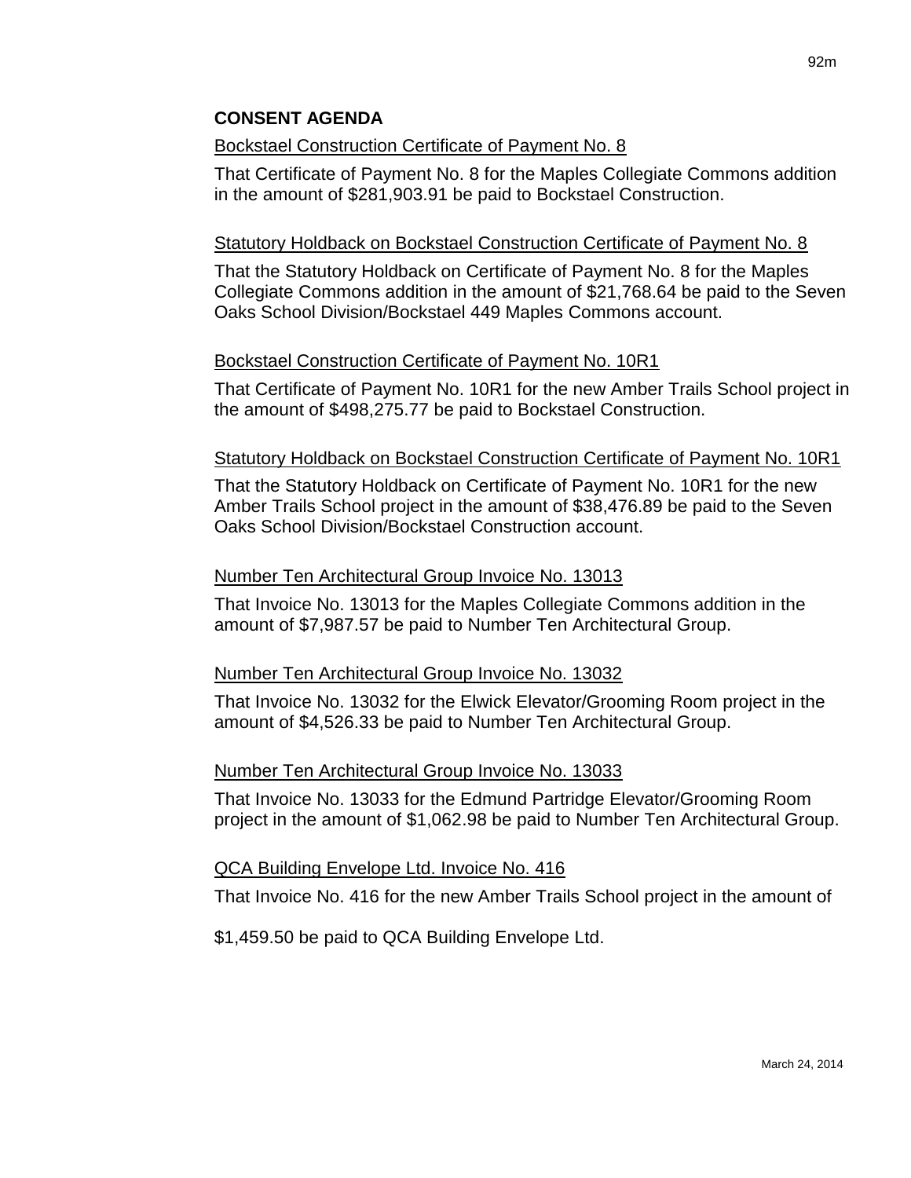## CONSENT AGENDA

Bockstael Construction Certificate of Payment No. 8

That Certificate of Payment No. 8 for the Maples Collegiate Commons addition in the amount of $281,903.91 be paid to Bockstael Construction.

Statutory Holdback on Bockstael Construction Certificate of Payment No. 8

That the Statutory Holdback on Certificate of Payment No. 8 for the Maples Collegiate Commons addition in the amount of $21,768.64 be paid to the Seven Oaks School Division/Bockstael 449 Maples Commons account.

Bockstael Construction Certificate of Payment No. 10R1

That Certificate of Payment No. 10R1 for the new Amber Trails School project in the amount of $498,275.77 be paid to Bockstael Construction.

Statutory Holdback on Bockstael Construction Certificate of Payment No. 10R1

That the Statutory Holdback on Certificate of Payment No. 10R1 for the new Amber Trails School project in the amount of $38,476.89 be paid to the Seven Oaks School Division/Bockstael Construction account.

Number Ten Architectural Group Invoice No. 13013

That Invoice No. 13013 for the Maples Collegiate Commons addition in the amount of $7,987.57 be paid to Number Ten Architectural Group.

Number Ten Architectural Group Invoice No. 13032

That Invoice No. 13032 for the Elwick Elevator/Grooming Room project in the amount of $4,526.33 be paid to Number Ten Architectural Group.

Number Ten Architectural Group Invoice No. 13033

That Invoice No. 13033 for the Edmund Partridge Elevator/Grooming Room project in the amount of $1,062.98 be paid to Number Ten Architectural Group.

QCA Building Envelope Ltd. Invoice No. 416

That Invoice No. 416 for the new Amber Trails School project in the amount of

$1,459.50 be paid to QCA Building Envelope Ltd.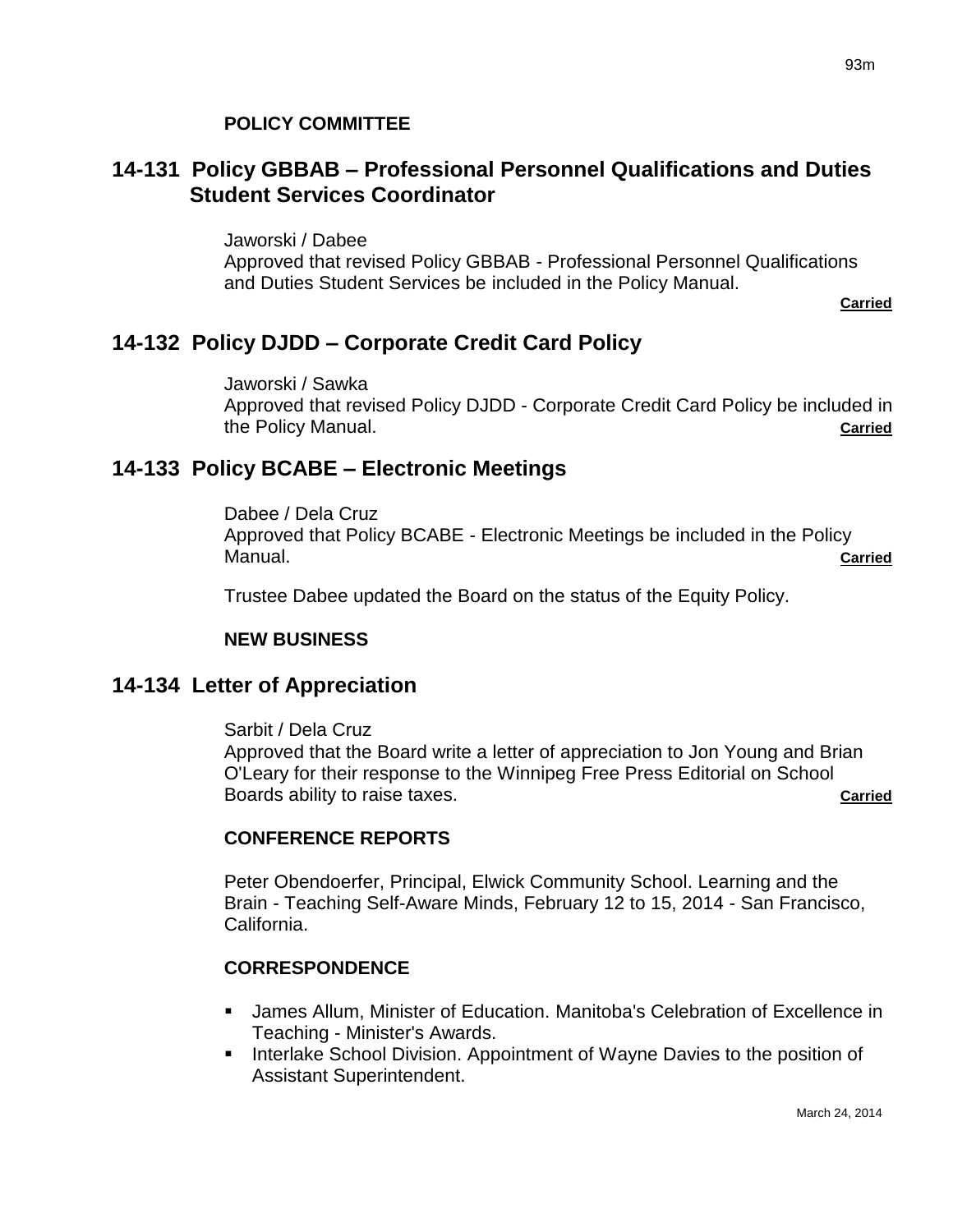**POLICY COMMITTEE**

## 14-131 Policy GBBAB – Professional Personnel Qualifications and Duties Student Services Coordinator

Jaworski / Dabee
Approved that revised Policy GBBAB - Professional Personnel Qualifications and Duties Student Services be included in the Policy Manual.

**Carried**

## 14-132 Policy DJDD – Corporate Credit Card Policy

Jaworski / Sawka
Approved that revised Policy DJDD - Corporate Credit Card Policy be included in the Policy Manual. **Carried**

## 14-133 Policy BCABE – Electronic Meetings

Dabee / Dela Cruz
Approved that Policy BCABE - Electronic Meetings be included in the Policy Manual. **Carried**

Trustee Dabee updated the Board on the status of the Equity Policy.

**NEW BUSINESS**

## 14-134 Letter of Appreciation

Sarbit / Dela Cruz
Approved that the Board write a letter of appreciation to Jon Young and Brian O'Leary for their response to the Winnipeg Free Press Editorial on School Boards ability to raise taxes. **Carried**

**CONFERENCE REPORTS**

Peter Obendoerfer, Principal, Elwick Community School. Learning and the Brain - Teaching Self-Aware Minds, February 12 to 15, 2014 - San Francisco, California.

**CORRESPONDENCE**

- James Allum, Minister of Education. Manitoba's Celebration of Excellence in Teaching - Minister's Awards.
- Interlake School Division. Appointment of Wayne Davies to the position of Assistant Superintendent.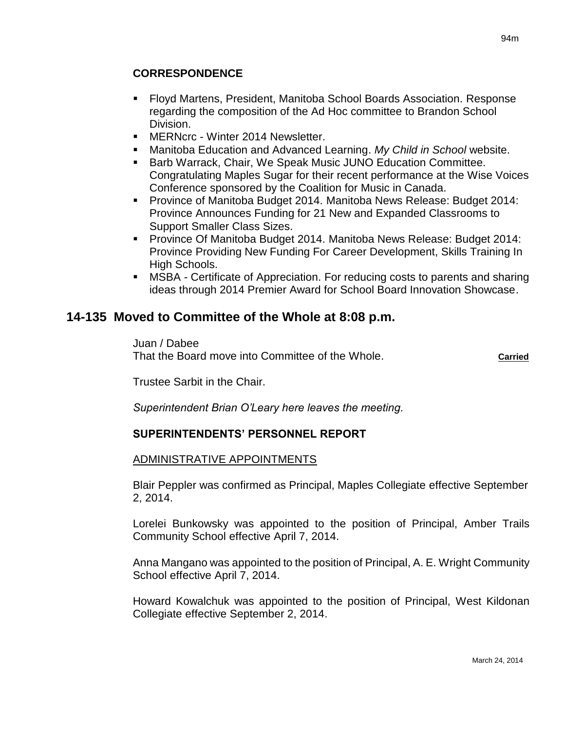**CORRESPONDENCE**

- Floyd Martens, President, Manitoba School Boards Association. Response regarding the composition of the Ad Hoc committee to Brandon School Division.
- MERNcrc - Winter 2014 Newsletter.
- Manitoba Education and Advanced Learning. *My Child in School* website.
- Barb Warrack, Chair, We Speak Music JUNO Education Committee. Congratulating Maples Sugar for their recent performance at the Wise Voices Conference sponsored by the Coalition for Music in Canada.
- Province of Manitoba Budget 2014. Manitoba News Release: Budget 2014: Province Announces Funding for 21 New and Expanded Classrooms to Support Smaller Class Sizes.
- Province Of Manitoba Budget 2014. Manitoba News Release: Budget 2014: Province Providing New Funding For Career Development, Skills Training In High Schools.
- MSBA - Certificate of Appreciation. For reducing costs to parents and sharing ideas through 2014 Premier Award for School Board Innovation Showcase.

## 14-135 Moved to Committee of the Whole at 8:08 p.m.

Juan / Dabee
That the Board move into Committee of the Whole. **Carried**

Trustee Sarbit in the Chair.

*Superintendent Brian O'Leary here leaves the meeting.*

**SUPERINTENDENTS' PERSONNEL REPORT**

ADMINISTRATIVE APPOINTMENTS

Blair Peppler was confirmed as Principal, Maples Collegiate effective September 2, 2014.

Lorelei Bunkowsky was appointed to the position of Principal, Amber Trails Community School effective April 7, 2014.

Anna Mangano was appointed to the position of Principal, A. E. Wright Community School effective April 7, 2014.

Howard Kowalchuk was appointed to the position of Principal, West Kildonan Collegiate effective September 2, 2014.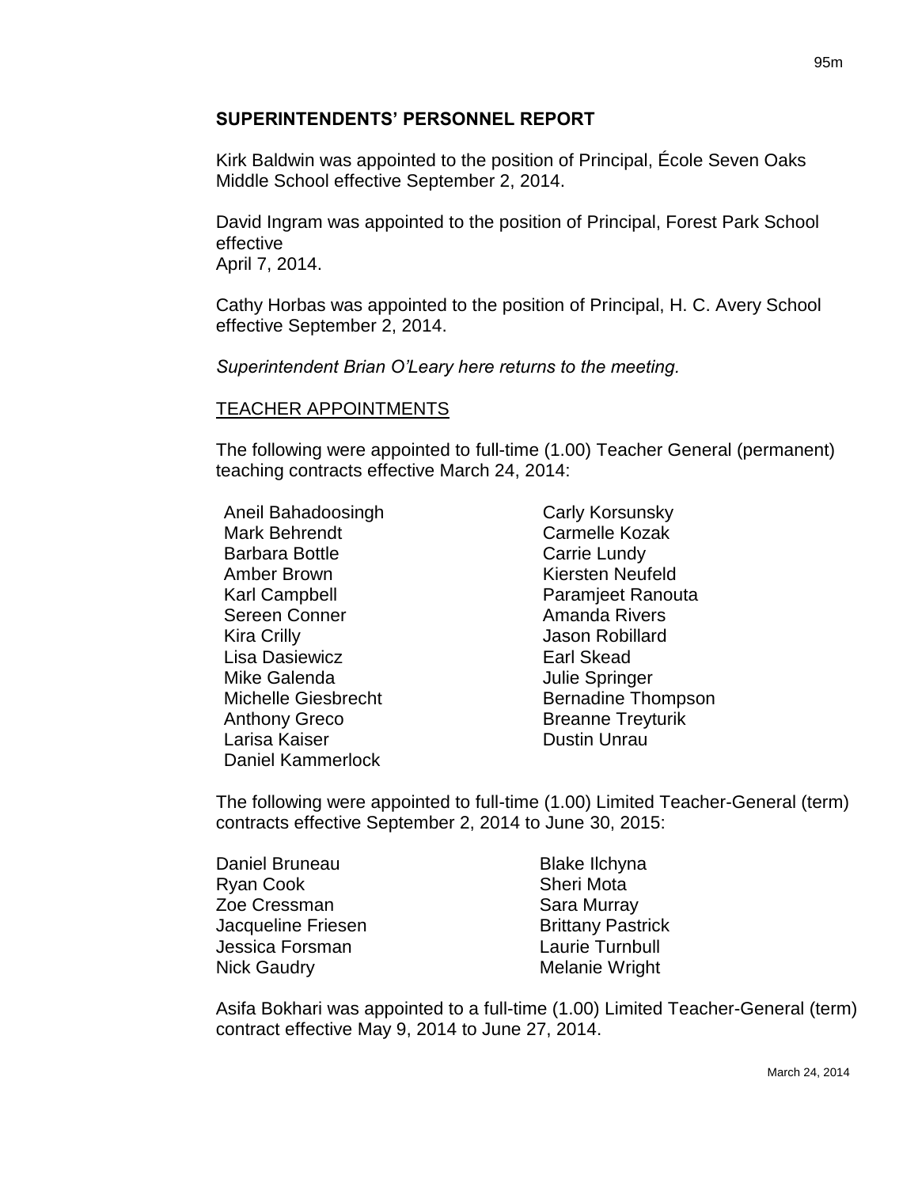## SUPERINTENDENTS' PERSONNEL REPORT

Kirk Baldwin was appointed to the position of Principal, École Seven Oaks Middle School effective September 2, 2014.

David Ingram was appointed to the position of Principal, Forest Park School effective
April 7, 2014.

Cathy Horbas was appointed to the position of Principal, H. C. Avery School effective September 2, 2014.

*Superintendent Brian O'Leary here returns to the meeting.*

### TEACHER APPOINTMENTS

The following were appointed to full-time (1.00) Teacher General (permanent) teaching contracts effective March 24, 2014:

- Aneil Bahadoosingh
- Mark Behrendt
- Barbara Bottle
- Amber Brown
- Karl Campbell
- Sereen Conner
- Kira Crilly
- Lisa Dasiewicz
- Mike Galenda
- Michelle Giesbrecht
- Anthony Greco
- Larisa Kaiser
- Daniel Kammerlock
- Carly Korsunsky
- Carmelle Kozak
- Carrie Lundy
- Kiersten Neufeld
- Paramjeet Ranouta
- Amanda Rivers
- Jason Robillard
- Earl Skead
- Julie Springer
- Bernadine Thompson
- Breanne Treyturik
- Dustin Unrau

The following were appointed to full-time (1.00) Limited Teacher-General (term) contracts effective September 2, 2014 to June 30, 2015:

- Daniel Bruneau
- Ryan Cook
- Zoe Cressman
- Jacqueline Friesen
- Jessica Forsman
- Nick Gaudry
- Blake Ilchyna
- Sheri Mota
- Sara Murray
- Brittany Pastrick
- Laurie Turnbull
- Melanie Wright

Asifa Bokhari was appointed to a full-time (1.00) Limited Teacher-General (term) contract effective May 9, 2014 to June 27, 2014.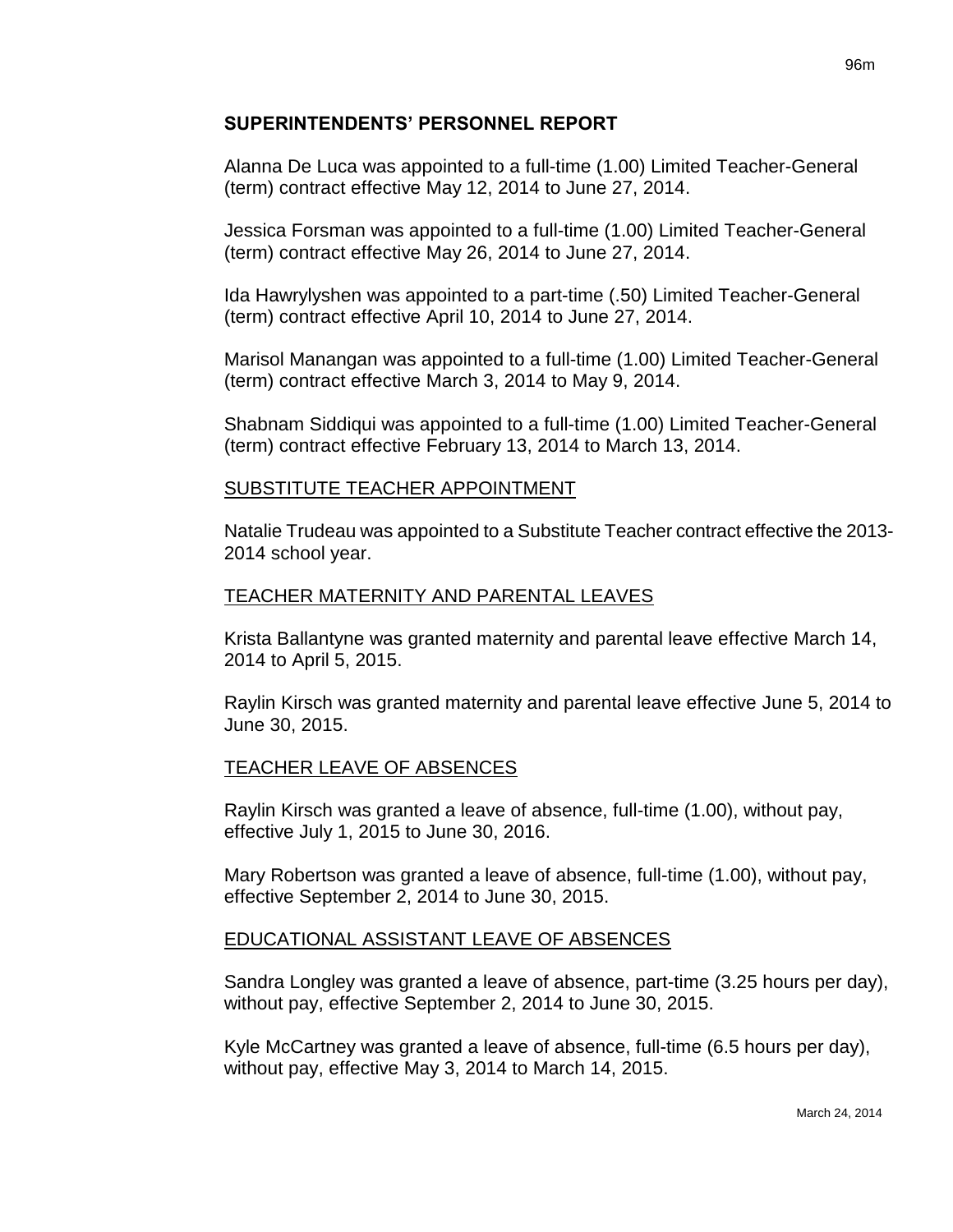## SUPERINTENDENTS' PERSONNEL REPORT

Alanna De Luca was appointed to a full-time (1.00) Limited Teacher-General (term) contract effective May 12, 2014 to June 27, 2014.

Jessica Forsman was appointed to a full-time (1.00) Limited Teacher-General (term) contract effective May 26, 2014 to June 27, 2014.

Ida Hawrylyshen was appointed to a part-time (.50) Limited Teacher-General (term) contract effective April 10, 2014 to June 27, 2014.

Marisol Manangan was appointed to a full-time (1.00) Limited Teacher-General (term) contract effective March 3, 2014 to May 9, 2014.

Shabnam Siddiqui was appointed to a full-time (1.00) Limited Teacher-General (term) contract effective February 13, 2014 to March 13, 2014.

### SUBSTITUTE TEACHER APPOINTMENT

Natalie Trudeau was appointed to a Substitute Teacher contract effective the 2013-2014 school year.

### TEACHER MATERNITY AND PARENTAL LEAVES

Krista Ballantyne was granted maternity and parental leave effective March 14, 2014 to April 5, 2015.

Raylin Kirsch was granted maternity and parental leave effective June 5, 2014 to June 30, 2015.

### TEACHER LEAVE OF ABSENCES

Raylin Kirsch was granted a leave of absence, full-time (1.00), without pay, effective July 1, 2015 to June 30, 2016.

Mary Robertson was granted a leave of absence, full-time (1.00), without pay, effective September 2, 2014 to June 30, 2015.

### EDUCATIONAL ASSISTANT LEAVE OF ABSENCES

Sandra Longley was granted a leave of absence, part-time (3.25 hours per day), without pay, effective September 2, 2014 to June 30, 2015.

Kyle McCartney was granted a leave of absence, full-time (6.5 hours per day), without pay, effective May 3, 2014 to March 14, 2015.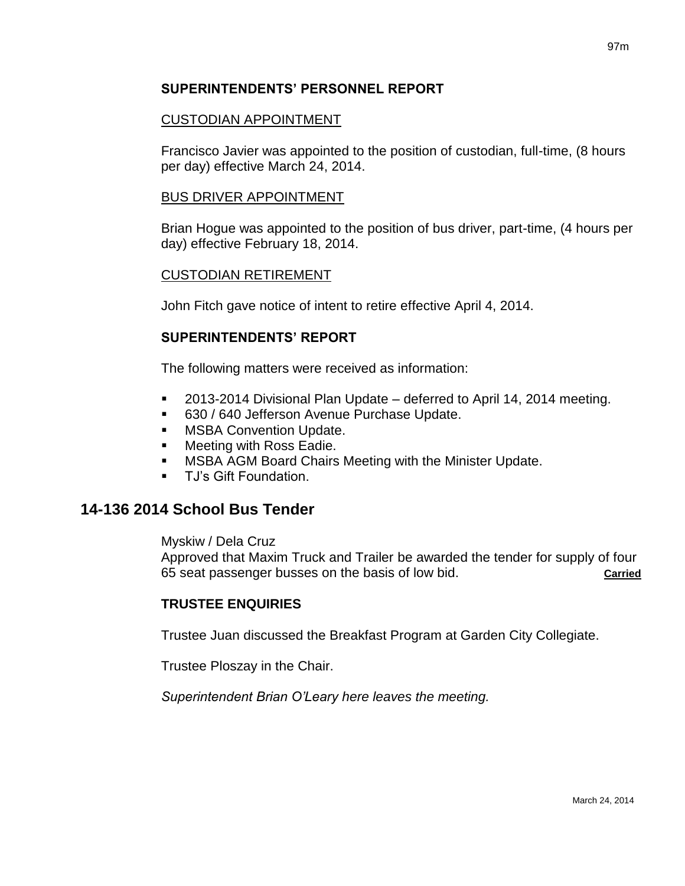**SUPERINTENDENTS' PERSONNEL REPORT**

CUSTODIAN APPOINTMENT

Francisco Javier was appointed to the position of custodian, full-time, (8 hours per day) effective March 24, 2014.

BUS DRIVER APPOINTMENT

Brian Hogue was appointed to the position of bus driver, part-time, (4 hours per day) effective February 18, 2014.

CUSTODIAN RETIREMENT

John Fitch gave notice of intent to retire effective April 4, 2014.

**SUPERINTENDENTS' REPORT**

The following matters were received as information:

- 2013-2014 Divisional Plan Update – deferred to April 14, 2014 meeting.
- 630 / 640 Jefferson Avenue Purchase Update.
- MSBA Convention Update.
- Meeting with Ross Eadie.
- MSBA AGM Board Chairs Meeting with the Minister Update.
- TJ's Gift Foundation.

## 14-136 2014 School Bus Tender

Myskiw / Dela Cruz
Approved that Maxim Truck and Trailer be awarded the tender for supply of four 65 seat passenger busses on the basis of low bid. **Carried**

**TRUSTEE ENQUIRIES**

Trustee Juan discussed the Breakfast Program at Garden City Collegiate.

Trustee Ploszay in the Chair.

*Superintendent Brian O'Leary here leaves the meeting.*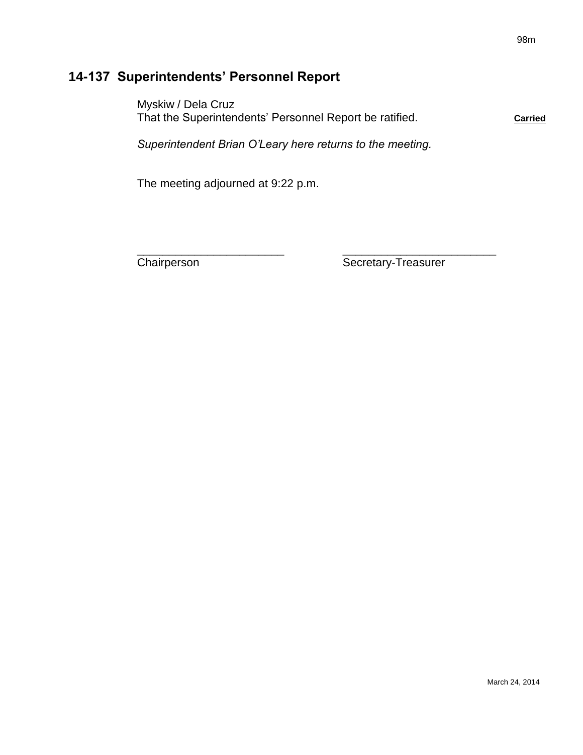## 14-137 Superintendents' Personnel Report

Myskiw / Dela Cruz
That the Superintendents' Personnel Report be ratified. **Carried**

*Superintendent Brian O'Leary here returns to the meeting.*

The meeting adjourned at 9:22 p.m.

_______________________ _______________________
Chairperson Secretary-Treasurer